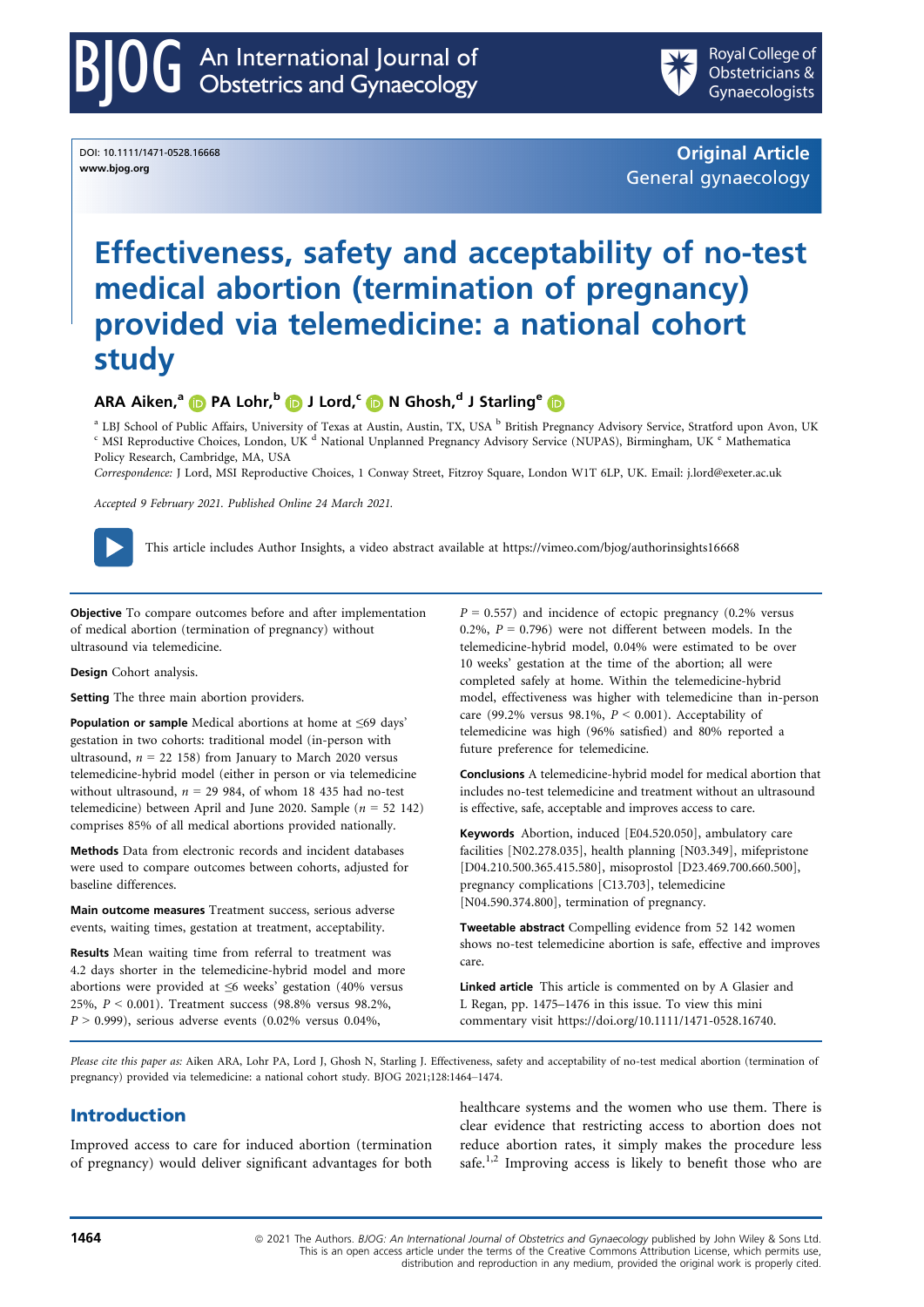DOI: 10.1111/1471-0528.16668
www.bjog.org

**Original Article**
General gynaecology

# Effectiveness, safety and acceptability of no-test medical abortion (termination of pregnancy) provided via telemedicine: a national cohort study

**ARA Aiken,[a] PA Lohr,[b] J Lord,[c] N Ghosh,[d] J Starling[e]**

[a] LBJ School of Public Affairs, University of Texas at Austin, Austin, TX, USA [b] British Pregnancy Advisory Service, Stratford upon Avon, UK [c] MSI Reproductive Choices, London, UK [d] National Unplanned Pregnancy Advisory Service (NUPAS), Birmingham, UK [e] Mathematica Policy Research, Cambridge, MA, USA

*Correspondence:* J Lord, MSI Reproductive Choices, 1 Conway Street, Fitzroy Square, London W1T 6LP, UK. Email: j.lord@exeter.ac.uk

*Accepted 9 February 2021. Published Online 24 March 2021.*

This article includes Author Insights, a video abstract available at https://vimeo.com/bjog/authorinsights16668

**Objective** To compare outcomes before and after implementation of medical abortion (termination of pregnancy) without ultrasound via telemedicine.

**Design** Cohort analysis.

**Setting** The three main abortion providers.

**Population or sample** Medical abortions at home at ≤69 days' gestation in two cohorts: traditional model (in-person with ultrasound, $n = 22\,158$) from January to March 2020 versus telemedicine-hybrid model (either in person or via telemedicine without ultrasound, $n = 29\,984$, of whom 18 435 had no-test telemedicine) between April and June 2020. Sample ($n = 52\,142$) comprises 85% of all medical abortions provided nationally.

**Methods** Data from electronic records and incident databases were used to compare outcomes between cohorts, adjusted for baseline differences.

**Main outcome measures** Treatment success, serious adverse events, waiting times, gestation at treatment, acceptability.

**Results** Mean waiting time from referral to treatment was 4.2 days shorter in the telemedicine-hybrid model and more abortions were provided at ≤6 weeks' gestation (40% versus 25%, $P < 0.001$). Treatment success (98.8% versus 98.2%, $P > 0.999$), serious adverse events (0.02% versus 0.04%, $P = 0.557$) and incidence of ectopic pregnancy (0.2% versus 0.2%, $P = 0.796$) were not different between models. In the telemedicine-hybrid model, 0.04% were estimated to be over 10 weeks' gestation at the time of the abortion; all were completed safely at home. Within the telemedicine-hybrid model, effectiveness was higher with telemedicine than in-person care (99.2% versus 98.1%, $P < 0.001$). Acceptability of telemedicine was high (96% satisfied) and 80% reported a future preference for telemedicine.

**Conclusions** A telemedicine-hybrid model for medical abortion that includes no-test telemedicine and treatment without an ultrasound is effective, safe, acceptable and improves access to care.

**Keywords** Abortion, induced [E04.520.050], ambulatory care facilities [N02.278.035], health planning [N03.349], mifepristone [D04.210.500.365.415.580], misoprostol [D23.469.700.660.500], pregnancy complications [C13.703], telemedicine [N04.590.374.800], termination of pregnancy.

**Tweetable abstract** Compelling evidence from 52 142 women shows no-test telemedicine abortion is safe, effective and improves care.

**Linked article** This article is commented on by A Glasier and L Regan, pp. 1475–1476 in this issue. To view this mini commentary visit https://doi.org/10.1111/1471-0528.16740.

*Please cite this paper as:* Aiken ARA, Lohr PA, Lord J, Ghosh N, Starling J. Effectiveness, safety and acceptability of no-test medical abortion (termination of pregnancy) provided via telemedicine: a national cohort study. BJOG 2021;128:1464–1474.

## Introduction

Improved access to care for induced abortion (termination of pregnancy) would deliver significant advantages for both healthcare systems and the women who use them. There is clear evidence that restricting access to abortion does not reduce abortion rates, it simply makes the procedure less safe.[1,2] Improving access is likely to benefit those who are

© 2021 The Authors. *BJOG: An International Journal of Obstetrics and Gynaecology* published by John Wiley & Sons Ltd. This is an open access article under the terms of the Creative Commons Attribution License, which permits use, distribution and reproduction in any medium, provided the original work is properly cited.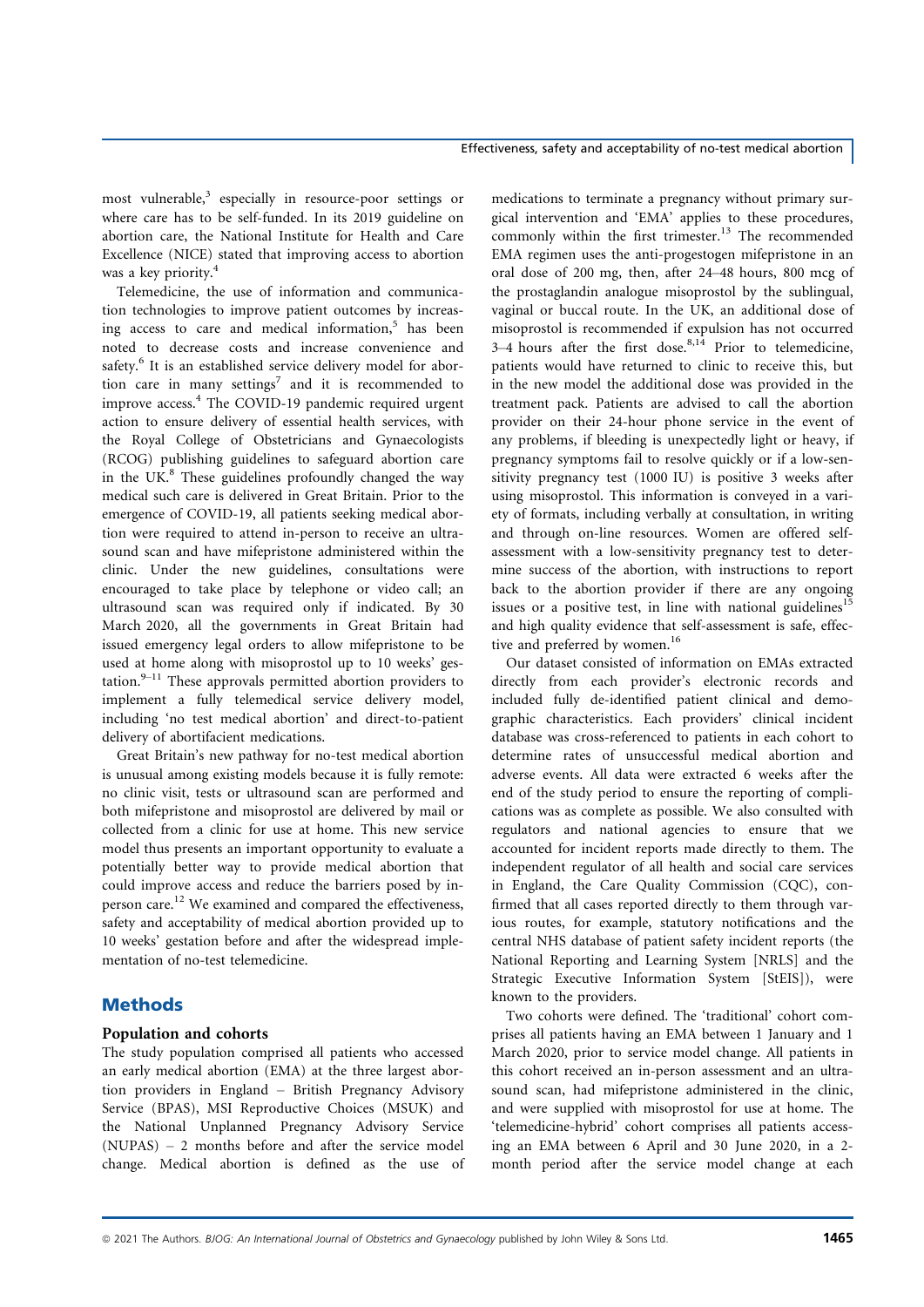most vulnerable,[3] especially in resource-poor settings or where care has to be self-funded. In its 2019 guideline on abortion care, the National Institute for Health and Care Excellence (NICE) stated that improving access to abortion was a key priority.[4]

Telemedicine, the use of information and communication technologies to improve patient outcomes by increasing access to care and medical information,[5] has been noted to decrease costs and increase convenience and safety.[6] It is an established service delivery model for abortion care in many settings[7] and it is recommended to improve access.[4] The COVID-19 pandemic required urgent action to ensure delivery of essential health services, with the Royal College of Obstetricians and Gynaecologists (RCOG) publishing guidelines to safeguard abortion care in the UK.[8] These guidelines profoundly changed the way medical such care is delivered in Great Britain. Prior to the emergence of COVID-19, all patients seeking medical abortion were required to attend in-person to receive an ultrasound scan and have mifepristone administered within the clinic. Under the new guidelines, consultations were encouraged to take place by telephone or video call; an ultrasound scan was required only if indicated. By 30 March 2020, all the governments in Great Britain had issued emergency legal orders to allow mifepristone to be used at home along with misoprostol up to 10 weeks' gestation.[9–11] These approvals permitted abortion providers to implement a fully telemedical service delivery model, including 'no test medical abortion' and direct-to-patient delivery of abortifacient medications.

Great Britain's new pathway for no-test medical abortion is unusual among existing models because it is fully remote: no clinic visit, tests or ultrasound scan are performed and both mifepristone and misoprostol are delivered by mail or collected from a clinic for use at home. This new service model thus presents an important opportunity to evaluate a potentially better way to provide medical abortion that could improve access and reduce the barriers posed by in-person care.[12] We examined and compared the effectiveness, safety and acceptability of medical abortion provided up to 10 weeks' gestation before and after the widespread implementation of no-test telemedicine.

## Methods

### Population and cohorts

The study population comprised all patients who accessed an early medical abortion (EMA) at the three largest abortion providers in England – British Pregnancy Advisory Service (BPAS), MSI Reproductive Choices (MSUK) and the National Unplanned Pregnancy Advisory Service (NUPAS) – 2 months before and after the service model change. Medical abortion is defined as the use of medications to terminate a pregnancy without primary surgical intervention and 'EMA' applies to these procedures, commonly within the first trimester.[13] The recommended EMA regimen uses the anti-progestogen mifepristone in an oral dose of 200 mg, then, after 24–48 hours, 800 mcg of the prostaglandin analogue misoprostol by the sublingual, vaginal or buccal route. In the UK, an additional dose of misoprostol is recommended if expulsion has not occurred 3–4 hours after the first dose.[8,14] Prior to telemedicine, patients would have returned to clinic to receive this, but in the new model the additional dose was provided in the treatment pack. Patients are advised to call the abortion provider on their 24-hour phone service in the event of any problems, if bleeding is unexpectedly light or heavy, if pregnancy symptoms fail to resolve quickly or if a low-sensitivity pregnancy test (1000 IU) is positive 3 weeks after using misoprostol. This information is conveyed in a variety of formats, including verbally at consultation, in writing and through on-line resources. Women are offered self-assessment with a low-sensitivity pregnancy test to determine success of the abortion, with instructions to report back to the abortion provider if there are any ongoing issues or a positive test, in line with national guidelines[15] and high quality evidence that self-assessment is safe, effective and preferred by women.[16]

Our dataset consisted of information on EMAs extracted directly from each provider's electronic records and included fully de-identified patient clinical and demographic characteristics. Each providers' clinical incident database was cross-referenced to patients in each cohort to determine rates of unsuccessful medical abortion and adverse events. All data were extracted 6 weeks after the end of the study period to ensure the reporting of complications was as complete as possible. We also consulted with regulators and national agencies to ensure that we accounted for incident reports made directly to them. The independent regulator of all health and social care services in England, the Care Quality Commission (CQC), confirmed that all cases reported directly to them through various routes, for example, statutory notifications and the central NHS database of patient safety incident reports (the National Reporting and Learning System [NRLS] and the Strategic Executive Information System [StEIS]), were known to the providers.

Two cohorts were defined. The 'traditional' cohort comprises all patients having an EMA between 1 January and 1 March 2020, prior to service model change. All patients in this cohort received an in-person assessment and an ultrasound scan, had mifepristone administered in the clinic, and were supplied with misoprostol for use at home. The 'telemedicine-hybrid' cohort comprises all patients accessing an EMA between 6 April and 30 June 2020, in a 2-month period after the service model change at each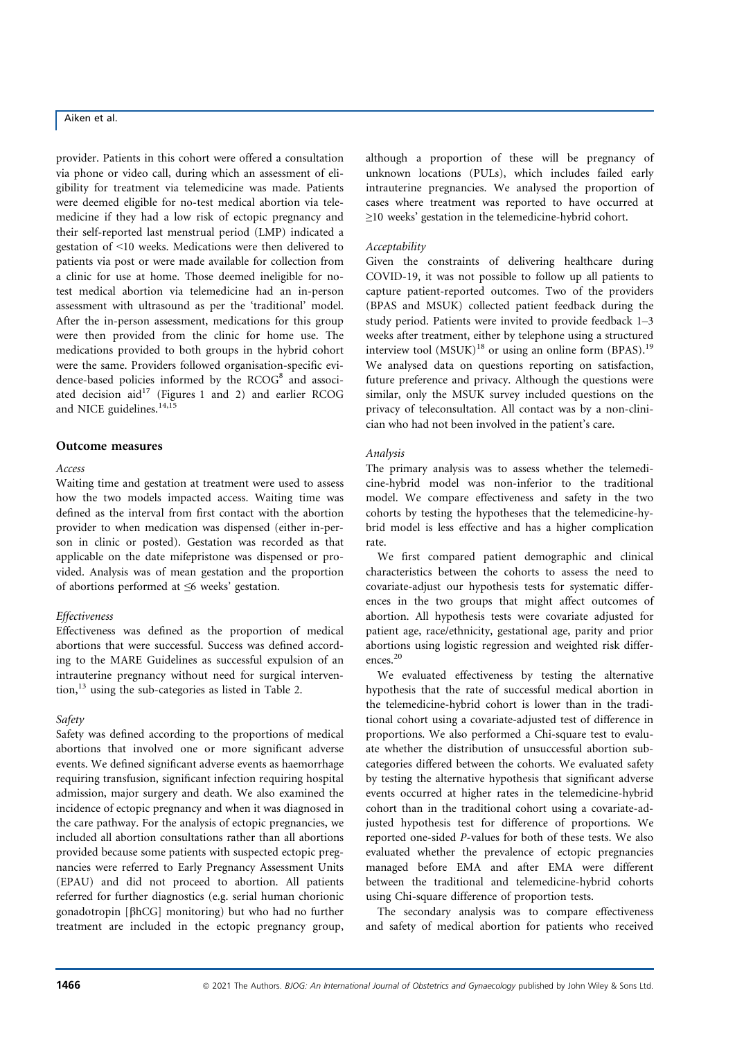provider. Patients in this cohort were offered a consultation via phone or video call, during which an assessment of eligibility for treatment via telemedicine was made. Patients were deemed eligible for no-test medical abortion via telemedicine if they had a low risk of ectopic pregnancy and their self-reported last menstrual period (LMP) indicated a gestation of <10 weeks. Medications were then delivered to patients via post or were made available for collection from a clinic for use at home. Those deemed ineligible for no-test medical abortion via telemedicine had an in-person assessment with ultrasound as per the 'traditional' model. After the in-person assessment, medications for this group were then provided from the clinic for home use. The medications provided to both groups in the hybrid cohort were the same. Providers followed organisation-specific evidence-based policies informed by the RCOG[8] and associated decision aid[17] (Figures 1 and 2) and earlier RCOG and NICE guidelines.[14,15]

## Outcome measures

### Access

Waiting time and gestation at treatment were used to assess how the two models impacted access. Waiting time was defined as the interval from first contact with the abortion provider to when medication was dispensed (either in-person in clinic or posted). Gestation was recorded as that applicable on the date mifepristone was dispensed or provided. Analysis was of mean gestation and the proportion of abortions performed at ≤6 weeks' gestation.

### Effectiveness

Effectiveness was defined as the proportion of medical abortions that were successful. Success was defined according to the MARE Guidelines as successful expulsion of an intrauterine pregnancy without need for surgical intervention,[13] using the sub-categories as listed in Table 2.

### Safety

Safety was defined according to the proportions of medical abortions that involved one or more significant adverse events. We defined significant adverse events as haemorrhage requiring transfusion, significant infection requiring hospital admission, major surgery and death. We also examined the incidence of ectopic pregnancy and when it was diagnosed in the care pathway. For the analysis of ectopic pregnancies, we included all abortion consultations rather than all abortions provided because some patients with suspected ectopic pregnancies were referred to Early Pregnancy Assessment Units (EPAU) and did not proceed to abortion. All patients referred for further diagnostics (e.g. serial human chorionic gonadotropin [βhCG] monitoring) but who had no further treatment are included in the ectopic pregnancy group, although a proportion of these will be pregnancy of unknown locations (PULs), which includes failed early intrauterine pregnancies. We analysed the proportion of cases where treatment was reported to have occurred at ≥10 weeks' gestation in the telemedicine-hybrid cohort.

### Acceptability

Given the constraints of delivering healthcare during COVID-19, it was not possible to follow up all patients to capture patient-reported outcomes. Two of the providers (BPAS and MSUK) collected patient feedback during the study period. Patients were invited to provide feedback 1–3 weeks after treatment, either by telephone using a structured interview tool (MSUK)[18] or using an online form (BPAS).[19] We analysed data on questions reporting on satisfaction, future preference and privacy. Although the questions were similar, only the MSUK survey included questions on the privacy of teleconsultation. All contact was by a non-clinician who had not been involved in the patient's care.

### Analysis

The primary analysis was to assess whether the telemedicine-hybrid model was non-inferior to the traditional model. We compare effectiveness and safety in the two cohorts by testing the hypotheses that the telemedicine-hybrid model is less effective and has a higher complication rate.

We first compared patient demographic and clinical characteristics between the cohorts to assess the need to covariate-adjust our hypothesis tests for systematic differences in the two groups that might affect outcomes of abortion. All hypothesis tests were covariate adjusted for patient age, race/ethnicity, gestational age, parity and prior abortions using logistic regression and weighted risk differences.[20]

We evaluated effectiveness by testing the alternative hypothesis that the rate of successful medical abortion in the telemedicine-hybrid cohort is lower than in the traditional cohort using a covariate-adjusted test of difference in proportions. We also performed a Chi-square test to evaluate whether the distribution of unsuccessful abortion subcategories differed between the cohorts. We evaluated safety by testing the alternative hypothesis that significant adverse events occurred at higher rates in the telemedicine-hybrid cohort than in the traditional cohort using a covariate-adjusted hypothesis test for difference of proportions. We reported one-sided *P*-values for both of these tests. We also evaluated whether the prevalence of ectopic pregnancies managed before EMA and after EMA were different between the traditional and telemedicine-hybrid cohorts using Chi-square difference of proportion tests.

The secondary analysis was to compare effectiveness and safety of medical abortion for patients who received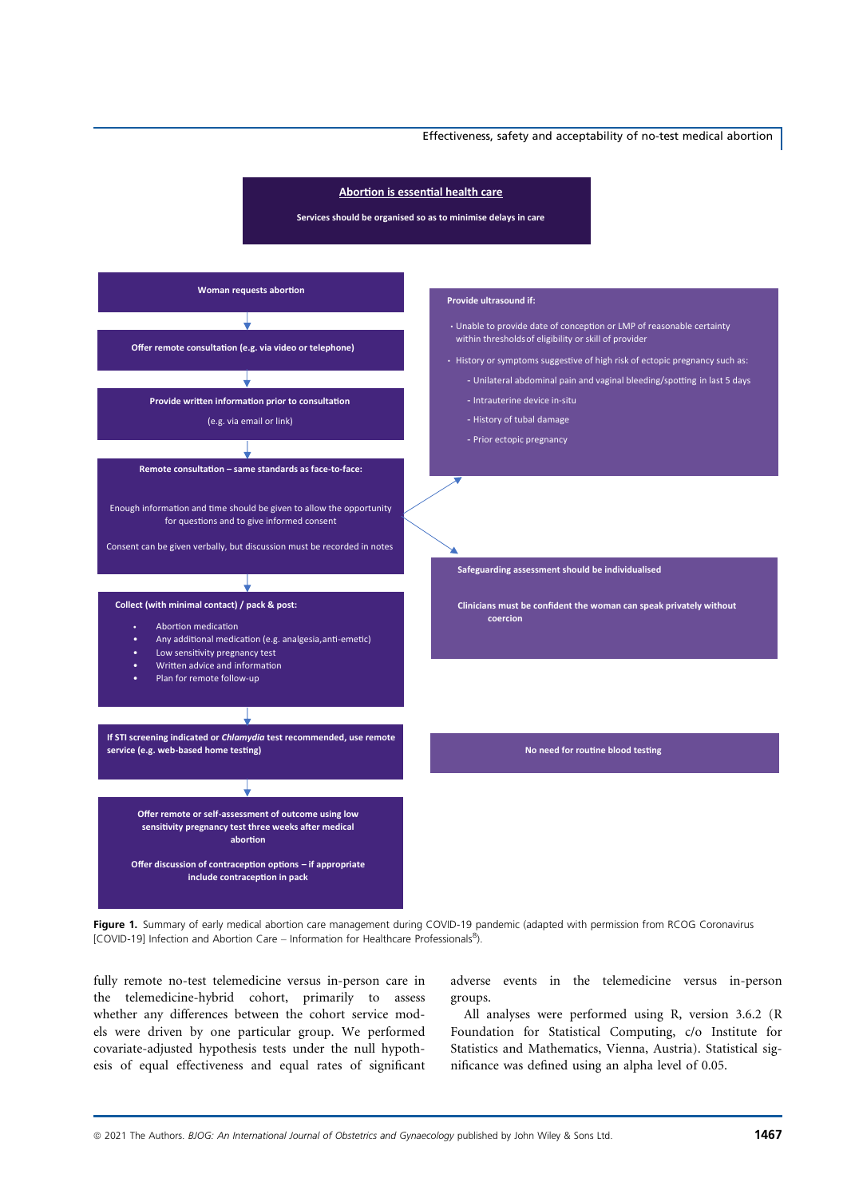**Abortion is essential health care**

Services should be organised so as to minimise delays in care

**Woman requests abortion**

**Offer remote consultation (e.g. via video or telephone)**

**Provide written information prior to consultation**

(e.g. via email or link)

**Remote consultation – same standards as face-to-face:**

Enough information and time should be given to allow the opportunity for questions and to give informed consent

Consent can be given verbally, but discussion must be recorded in notes

**Collect (with minimal contact) / pack & post:**

- Abortion medication
- Any additional medication (e.g. analgesia, anti-emetic)
- Low sensitivity pregnancy test
- Written advice and information
- Plan for remote follow-up

**If STI screening indicated or *Chlamydia* test recommended, use remote service (e.g. web-based home testing)**

**Offer remote or self-assessment of outcome using low sensitivity pregnancy test three weeks after medical abortion**

**Offer discussion of contraception options – if appropriate include contraception in pack**

**Provide ultrasound if:**

- Unable to provide date of conception or LMP of reasonable certainty within thresholds of eligibility or skill of provider
- History or symptoms suggestive of high risk of ectopic pregnancy such as:
  - Unilateral abdominal pain and vaginal bleeding/spotting in last 5 days
  - Intrauterine device in-situ
  - History of tubal damage
  - Prior ectopic pregnancy

**Safeguarding assessment should be individualised**

**Clinicians must be confident the woman can speak privately without coercion**

**No need for routine blood testing**

**Figure 1.** Summary of early medical abortion care management during COVID-19 pandemic (adapted with permission from RCOG Coronavirus [COVID-19] Infection and Abortion Care – Information for Healthcare Professionals[8]).

fully remote no-test telemedicine versus in-person care in the telemedicine-hybrid cohort, primarily to assess whether any differences between the cohort service models were driven by one particular group. We performed covariate-adjusted hypothesis tests under the null hypothesis of equal effectiveness and equal rates of significant adverse events in the telemedicine versus in-person groups.

All analyses were performed using R, version 3.6.2 (R Foundation for Statistical Computing, c/o Institute for Statistics and Mathematics, Vienna, Austria). Statistical significance was defined using an alpha level of 0.05.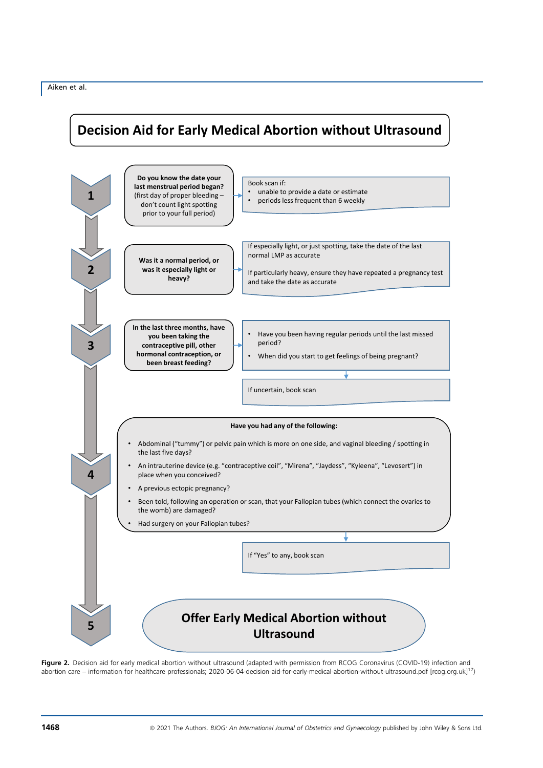# Decision Aid for Early Medical Abortion without Ultrasound

**1**

**Do you know the date your last menstrual period began?** (first day of proper bleeding – don't count light spotting prior to your full period)

Book scan if:

- unable to provide a date or estimate
- periods less frequent than 6 weekly

**2**

**Was it a normal period, or was it especially light or heavy?**

If especially light, or just spotting, take the date of the last normal LMP as accurate

If particularly heavy, ensure they have repeated a pregnancy test and take the date as accurate

**3**

**In the last three months, have you been taking the contraceptive pill, other hormonal contraception, or been breast feeding?**

- Have you been having regular periods until the last missed period?
- When did you start to get feelings of being pregnant?

If uncertain, book scan

**4**

**Have you had any of the following:**

- Abdominal ("tummy") or pelvic pain which is more on one side, and vaginal bleeding / spotting in the last five days?
- An intrauterine device (e.g. "contraceptive coil", "Mirena", "Jaydess", "Kyleena", "Levosert") in place when you conceived?
- A previous ectopic pregnancy?
- Been told, following an operation or scan, that your Fallopian tubes (which connect the ovaries to the womb) are damaged?
- Had surgery on your Fallopian tubes?

If "Yes" to any, book scan

**5**

**Offer Early Medical Abortion without Ultrasound**

**Figure 2.** Decision aid for early medical abortion without ultrasound (adapted with permission from RCOG Coronavirus (COVID-19) infection and abortion care – information for healthcare professionals; 2020-06-04-decision-aid-for-early-medical-abortion-without-ultrasound.pdf [rcog.org.uk][17])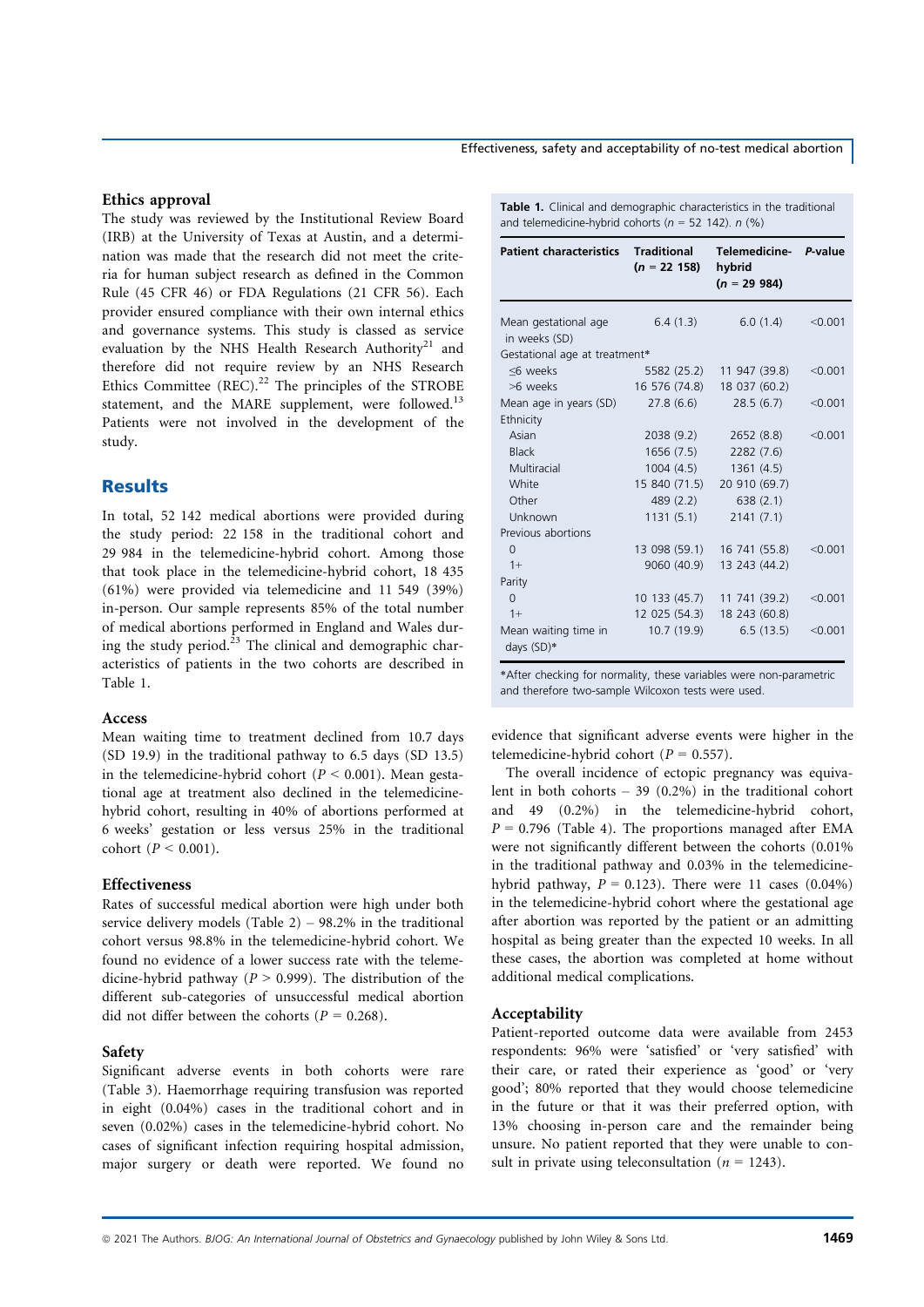### Ethics approval

The study was reviewed by the Institutional Review Board (IRB) at the University of Texas at Austin, and a determination was made that the research did not meet the criteria for human subject research as defined in the Common Rule (45 CFR 46) or FDA Regulations (21 CFR 56). Each provider ensured compliance with their own internal ethics and governance systems. This study is classed as service evaluation by the NHS Health Research Authority[21] and therefore did not require review by an NHS Research Ethics Committee (REC).[22] The principles of the STROBE statement, and the MARE supplement, were followed.[13] Patients were not involved in the development of the study.

## Results

In total, 52 142 medical abortions were provided during the study period: 22 158 in the traditional cohort and 29 984 in the telemedicine-hybrid cohort. Among those that took place in the telemedicine-hybrid cohort, 18 435 (61%) were provided via telemedicine and 11 549 (39%) in-person. Our sample represents 85% of the total number of medical abortions performed in England and Wales during the study period.[23] The clinical and demographic characteristics of patients in the two cohorts are described in Table 1.

### Access

Mean waiting time to treatment declined from 10.7 days (SD 19.9) in the traditional pathway to 6.5 days (SD 13.5) in the telemedicine-hybrid cohort ($P < 0.001$). Mean gestational age at treatment also declined in the telemedicine-hybrid cohort, resulting in 40% of abortions performed at 6 weeks' gestation or less versus 25% in the traditional cohort ($P < 0.001$).

### Effectiveness

Rates of successful medical abortion were high under both service delivery models (Table 2) – 98.2% in the traditional cohort versus 98.8% in the telemedicine-hybrid cohort. We found no evidence of a lower success rate with the telemedicine-hybrid pathway ($P > 0.999$). The distribution of the different sub-categories of unsuccessful medical abortion did not differ between the cohorts ($P = 0.268$).

### Safety

Significant adverse events in both cohorts were rare (Table 3). Haemorrhage requiring transfusion was reported in eight (0.04%) cases in the traditional cohort and in seven (0.02%) cases in the telemedicine-hybrid cohort. No cases of significant infection requiring hospital admission, major surgery or death were reported. We found no evidence that significant adverse events were higher in the telemedicine-hybrid cohort ($P = 0.557$).

The overall incidence of ectopic pregnancy was equivalent in both cohorts – 39 (0.2%) in the traditional cohort and 49 (0.2%) in the telemedicine-hybrid cohort, $P = 0.796$ (Table 4). The proportions managed after EMA were not significantly different between the cohorts (0.01% in the traditional pathway and 0.03% in the telemedicine-hybrid pathway, $P = 0.123$). There were 11 cases (0.04%) in the telemedicine-hybrid cohort where the gestational age after abortion was reported by the patient or an admitting hospital as being greater than the expected 10 weeks. In all these cases, the abortion was completed at home without additional medical complications.

### Acceptability

Patient-reported outcome data were available from 2453 respondents: 96% were 'satisfied' or 'very satisfied' with their care, or rated their experience as 'good' or 'very good'; 80% reported that they would choose telemedicine in the future or that it was their preferred option, with 13% choosing in-person care and the remainder being unsure. No patient reported that they were unable to consult in private using teleconsultation ($n = 1243$).

**Table 1.** Clinical and demographic characteristics in the traditional and telemedicine-hybrid cohorts ($n = 52\ 142$). n (%)

| Patient characteristics | Traditional ($n = 22\ 158$) | Telemedicine-hybrid ($n = 29\ 984$) | P-value |
|---|---|---|---|
| Mean gestational age in weeks (SD) | 6.4 (1.3) | 6.0 (1.4) | <0.001 |
| Gestational age at treatment* | | | |
| ≤6 weeks | 5582 (25.2) | 11 947 (39.8) | <0.001 |
| >6 weeks | 16 576 (74.8) | 18 037 (60.2) | |
| Mean age in years (SD) | 27.8 (6.6) | 28.5 (6.7) | <0.001 |
| Ethnicity | | | |
| Asian | 2038 (9.2) | 2652 (8.8) | <0.001 |
| Black | 1656 (7.5) | 2282 (7.6) | |
| Multiracial | 1004 (4.5) | 1361 (4.5) | |
| White | 15 840 (71.5) | 20 910 (69.7) | |
| Other | 489 (2.2) | 638 (2.1) | |
| Unknown | 1131 (5.1) | 2141 (7.1) | |
| Previous abortions | | | |
| 0 | 13 098 (59.1) | 16 741 (55.8) | <0.001 |
| 1+ | 9060 (40.9) | 13 243 (44.2) | |
| Parity | | | |
| 0 | 10 133 (45.7) | 11 741 (39.2) | <0.001 |
| 1+ | 12 025 (54.3) | 18 243 (60.8) | |
| Mean waiting time in days (SD)* | 10.7 (19.9) | 6.5 (13.5) | <0.001 |

*After checking for normality, these variables were non-parametric and therefore two-sample Wilcoxon tests were used.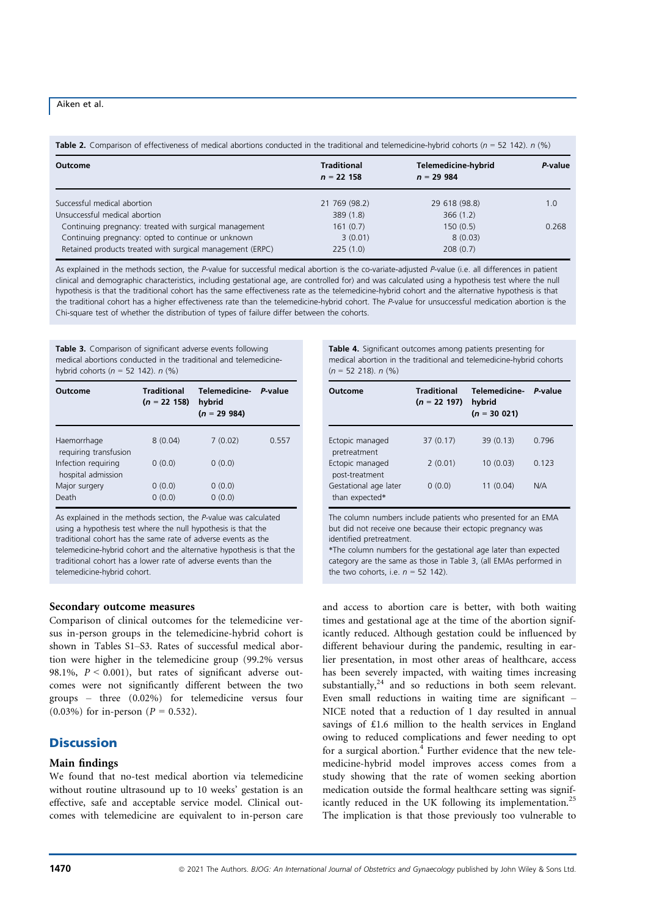**Table 2.** Comparison of effectiveness of medical abortions conducted in the traditional and telemedicine-hybrid cohorts ($n$ = 52 142). $n$ (%)

| Outcome | Traditional $n$ = 22 158 | Telemedicine-hybrid $n$ = 29 984 | *P*-value |
|---|---|---|---|
| Successful medical abortion | 21 769 (98.2) | 29 618 (98.8) | 1.0 |
| Unsuccessful medical abortion | 389 (1.8) | 366 (1.2) | |
| Continuing pregnancy: treated with surgical management | 161 (0.7) | 150 (0.5) | 0.268 |
| Continuing pregnancy: opted to continue or unknown | 3 (0.01) | 8 (0.03) | |
| Retained products treated with surgical management (ERPC) | 225 (1.0) | 208 (0.7) | |

As explained in the methods section, the *P*-value for successful medical abortion is the co-variate-adjusted *P*-value (i.e. all differences in patient clinical and demographic characteristics, including gestational age, are controlled for) and was calculated using a hypothesis test where the null hypothesis is that the traditional cohort has the same effectiveness rate as the telemedicine-hybrid cohort and the alternative hypothesis is that the traditional cohort has a higher effectiveness rate than the telemedicine-hybrid cohort. The *P*-value for unsuccessful medication abortion is the Chi-square test of whether the distribution of types of failure differ between the cohorts.

**Table 3.** Comparison of significant adverse events following medical abortions conducted in the traditional and telemedicine-hybrid cohorts ($n$ = 52 142). $n$ (%)

| Outcome | Traditional ($n$ = 22 158) | Telemedicine-hybrid ($n$ = 29 984) | *P*-value |
|---|---|---|---|
| Haemorrhage requiring transfusion | 8 (0.04) | 7 (0.02) | 0.557 |
| Infection requiring hospital admission | 0 (0.0) | 0 (0.0) | |
| Major surgery | 0 (0.0) | 0 (0.0) | |
| Death | 0 (0.0) | 0 (0.0) | |

As explained in the methods section, the *P*-value was calculated using a hypothesis test where the null hypothesis is that the traditional cohort has the same rate of adverse events as the telemedicine-hybrid cohort and the alternative hypothesis is that the traditional cohort has a lower rate of adverse events than the telemedicine-hybrid cohort.

**Table 4.** Significant outcomes among patients presenting for medical abortion in the traditional and telemedicine-hybrid cohorts ($n$ = 52 218). $n$ (%)

| Outcome | Traditional ($n$ = 22 197) | Telemedicine-hybrid ($n$ = 30 021) | *P*-value |
|---|---|---|---|
| Ectopic managed pretreatment | 37 (0.17) | 39 (0.13) | 0.796 |
| Ectopic managed post-treatment | 2 (0.01) | 10 (0.03) | 0.123 |
| Gestational age later than expected* | 0 (0.0) | 11 (0.04) | N/A |

The column numbers include patients who presented for an EMA but did not receive one because their ectopic pregnancy was identified pretreatment.

*The column numbers for the gestational age later than expected category are the same as those in Table 3, (all EMAs performed in the two cohorts, i.e. $n$ = 52 142).

### Secondary outcome measures

Comparison of clinical outcomes for the telemedicine versus in-person groups in the telemedicine-hybrid cohort is shown in Tables S1–S3. Rates of successful medical abortion were higher in the telemedicine group (99.2% versus 98.1%, $P < 0.001$), but rates of significant adverse outcomes were not significantly different between the two groups – three (0.02%) for telemedicine versus four (0.03%) for in-person ($P = 0.532$).

## Discussion

### Main findings

We found that no-test medical abortion via telemedicine without routine ultrasound up to 10 weeks' gestation is an effective, safe and acceptable service model. Clinical outcomes with telemedicine are equivalent to in-person care and access to abortion care is better, with both waiting times and gestational age at the time of the abortion significantly reduced. Although gestation could be influenced by different behaviour during the pandemic, resulting in earlier presentation, in most other areas of healthcare, access has been severely impacted, with waiting times increasing substantially,[24] and so reductions in both seem relevant. Even small reductions in waiting time are significant – NICE noted that a reduction of 1 day resulted in annual savings of £1.6 million to the health services in England owing to reduced complications and fewer needing to opt for a surgical abortion.[4] Further evidence that the new telemedicine-hybrid model improves access comes from a study showing that the rate of women seeking abortion medication outside the formal healthcare setting was significantly reduced in the UK following its implementation.[25] The implication is that those previously too vulnerable to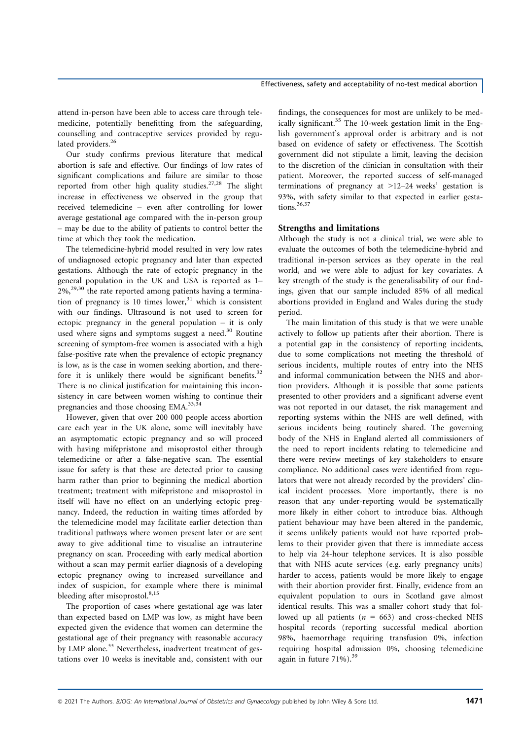attend in-person have been able to access care through telemedicine, potentially benefitting from the safeguarding, counselling and contraceptive services provided by regulated providers.[26]

Our study confirms previous literature that medical abortion is safe and effective. Our findings of low rates of significant complications and failure are similar to those reported from other high quality studies.[27,28] The slight increase in effectiveness we observed in the group that received telemedicine – even after controlling for lower average gestational age compared with the in-person group – may be due to the ability of patients to control better the time at which they took the medication.

The telemedicine-hybrid model resulted in very low rates of undiagnosed ectopic pregnancy and later than expected gestations. Although the rate of ectopic pregnancy in the general population in the UK and USA is reported as 1–2%,[29,30] the rate reported among patients having a termination of pregnancy is 10 times lower,[31] which is consistent with our findings. Ultrasound is not used to screen for ectopic pregnancy in the general population – it is only used where signs and symptoms suggest a need.[30] Routine screening of symptom-free women is associated with a high false-positive rate when the prevalence of ectopic pregnancy is low, as is the case in women seeking abortion, and therefore it is unlikely there would be significant benefits.[32] There is no clinical justification for maintaining this inconsistency in care between women wishing to continue their pregnancies and those choosing EMA.[33,34]

However, given that over 200 000 people access abortion care each year in the UK alone, some will inevitably have an asymptomatic ectopic pregnancy and so will proceed with having mifepristone and misoprostol either through telemedicine or after a false-negative scan. The essential issue for safety is that these are detected prior to causing harm rather than prior to beginning the medical abortion treatment; treatment with mifepristone and misoprostol in itself will have no effect on an underlying ectopic pregnancy. Indeed, the reduction in waiting times afforded by the telemedicine model may facilitate earlier detection than traditional pathways where women present later or are sent away to give additional time to visualise an intrauterine pregnancy on scan. Proceeding with early medical abortion without a scan may permit earlier diagnosis of a developing ectopic pregnancy owing to increased surveillance and index of suspicion, for example where there is minimal bleeding after misoprostol.[8,15]

The proportion of cases where gestational age was later than expected based on LMP was low, as might have been expected given the evidence that women can determine the gestational age of their pregnancy with reasonable accuracy by LMP alone.[33] Nevertheless, inadvertent treatment of gestations over 10 weeks is inevitable and, consistent with our findings, the consequences for most are unlikely to be medically significant.[35] The 10-week gestation limit in the English government's approval order is arbitrary and is not based on evidence of safety or effectiveness. The Scottish government did not stipulate a limit, leaving the decision to the discretion of the clinician in consultation with their patient. Moreover, the reported success of self-managed terminations of pregnancy at >12–24 weeks' gestation is 93%, with safety similar to that expected in earlier gestations.[36,37]

### Strengths and limitations

Although the study is not a clinical trial, we were able to evaluate the outcomes of both the telemedicine-hybrid and traditional in-person services as they operate in the real world, and we were able to adjust for key covariates. A key strength of the study is the generalisability of our findings, given that our sample included 85% of all medical abortions provided in England and Wales during the study period.

The main limitation of this study is that we were unable actively to follow up patients after their abortion. There is a potential gap in the consistency of reporting incidents, due to some complications not meeting the threshold of serious incidents, multiple routes of entry into the NHS and informal communication between the NHS and abortion providers. Although it is possible that some patients presented to other providers and a significant adverse event was not reported in our dataset, the risk management and reporting systems within the NHS are well defined, with serious incidents being routinely shared. The governing body of the NHS in England alerted all commissioners of the need to report incidents relating to telemedicine and there were review meetings of key stakeholders to ensure compliance. No additional cases were identified from regulators that were not already recorded by the providers' clinical incident processes. More importantly, there is no reason that any under-reporting would be systematically more likely in either cohort to introduce bias. Although patient behaviour may have been altered in the pandemic, it seems unlikely patients would not have reported problems to their provider given that there is immediate access to help via 24-hour telephone services. It is also possible that with NHS acute services (e.g. early pregnancy units) harder to access, patients would be more likely to engage with their abortion provider first. Finally, evidence from an equivalent population to ours in Scotland gave almost identical results. This was a smaller cohort study that followed up all patients ($n$ = 663) and cross-checked NHS hospital records (reporting successful medical abortion 98%, haemorrhage requiring transfusion 0%, infection requiring hospital admission 0%, choosing telemedicine again in future 71%).[39]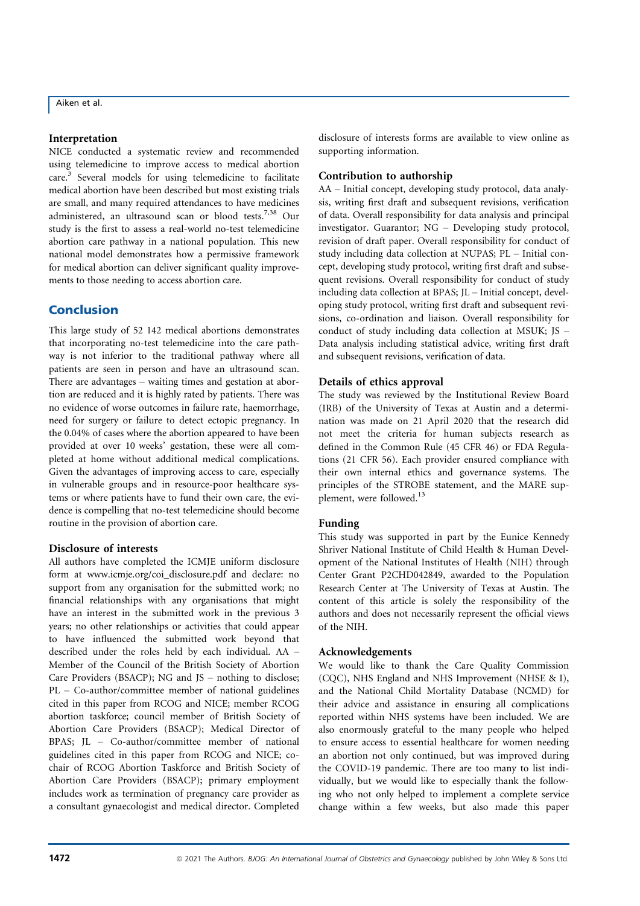### Interpretation

NICE conducted a systematic review and recommended using telemedicine to improve access to medical abortion care.[3] Several models for using telemedicine to facilitate medical abortion have been described but most existing trials are small, and many required attendances to have medicines administered, an ultrasound scan or blood tests.[7,38] Our study is the first to assess a real-world no-test telemedicine abortion care pathway in a national population. This new national model demonstrates how a permissive framework for medical abortion can deliver significant quality improvements to those needing to access abortion care.

## Conclusion

This large study of 52 142 medical abortions demonstrates that incorporating no-test telemedicine into the care pathway is not inferior to the traditional pathway where all patients are seen in person and have an ultrasound scan. There are advantages – waiting times and gestation at abortion are reduced and it is highly rated by patients. There was no evidence of worse outcomes in failure rate, haemorrhage, need for surgery or failure to detect ectopic pregnancy. In the 0.04% of cases where the abortion appeared to have been provided at over 10 weeks' gestation, these were all completed at home without additional medical complications. Given the advantages of improving access to care, especially in vulnerable groups and in resource-poor healthcare systems or where patients have to fund their own care, the evidence is compelling that no-test telemedicine should become routine in the provision of abortion care.

### Disclosure of interests

All authors have completed the ICMJE uniform disclosure form at www.icmje.org/coi_disclosure.pdf and declare: no support from any organisation for the submitted work; no financial relationships with any organisations that might have an interest in the submitted work in the previous 3 years; no other relationships or activities that could appear to have influenced the submitted work beyond that described under the roles held by each individual. AA – Member of the Council of the British Society of Abortion Care Providers (BSACP); NG and JS – nothing to disclose; PL – Co-author/committee member of national guidelines cited in this paper from RCOG and NICE; member RCOG abortion taskforce; council member of British Society of Abortion Care Providers (BSACP); Medical Director of BPAS; JL – Co-author/committee member of national guidelines cited in this paper from RCOG and NICE; co-chair of RCOG Abortion Taskforce and British Society of Abortion Care Providers (BSACP); primary employment includes work as termination of pregnancy care provider as a consultant gynaecologist and medical director. Completed disclosure of interests forms are available to view online as supporting information.

### Contribution to authorship

AA – Initial concept, developing study protocol, data analysis, writing first draft and subsequent revisions, verification of data. Overall responsibility for data analysis and principal investigator. Guarantor; NG – Developing study protocol, revision of draft paper. Overall responsibility for conduct of study including data collection at NUPAS; PL – Initial concept, developing study protocol, writing first draft and subsequent revisions. Overall responsibility for conduct of study including data collection at BPAS; JL – Initial concept, developing study protocol, writing first draft and subsequent revisions, co-ordination and liaison. Overall responsibility for conduct of study including data collection at MSUK; JS – Data analysis including statistical advice, writing first draft and subsequent revisions, verification of data.

### Details of ethics approval

The study was reviewed by the Institutional Review Board (IRB) of the University of Texas at Austin and a determination was made on 21 April 2020 that the research did not meet the criteria for human subjects research as defined in the Common Rule (45 CFR 46) or FDA Regulations (21 CFR 56). Each provider ensured compliance with their own internal ethics and governance systems. The principles of the STROBE statement, and the MARE supplement, were followed.[13]

### Funding

This study was supported in part by the Eunice Kennedy Shriver National Institute of Child Health & Human Development of the National Institutes of Health (NIH) through Center Grant P2CHD042849, awarded to the Population Research Center at The University of Texas at Austin. The content of this article is solely the responsibility of the authors and does not necessarily represent the official views of the NIH.

### Acknowledgements

We would like to thank the Care Quality Commission (CQC), NHS England and NHS Improvement (NHSE & I), and the National Child Mortality Database (NCMD) for their advice and assistance in ensuring all complications reported within NHS systems have been included. We are also enormously grateful to the many people who helped to ensure access to essential healthcare for women needing an abortion not only continued, but was improved during the COVID-19 pandemic. There are too many to list individually, but we would like to especially thank the following who not only helped to implement a complete service change within a few weeks, but also made this paper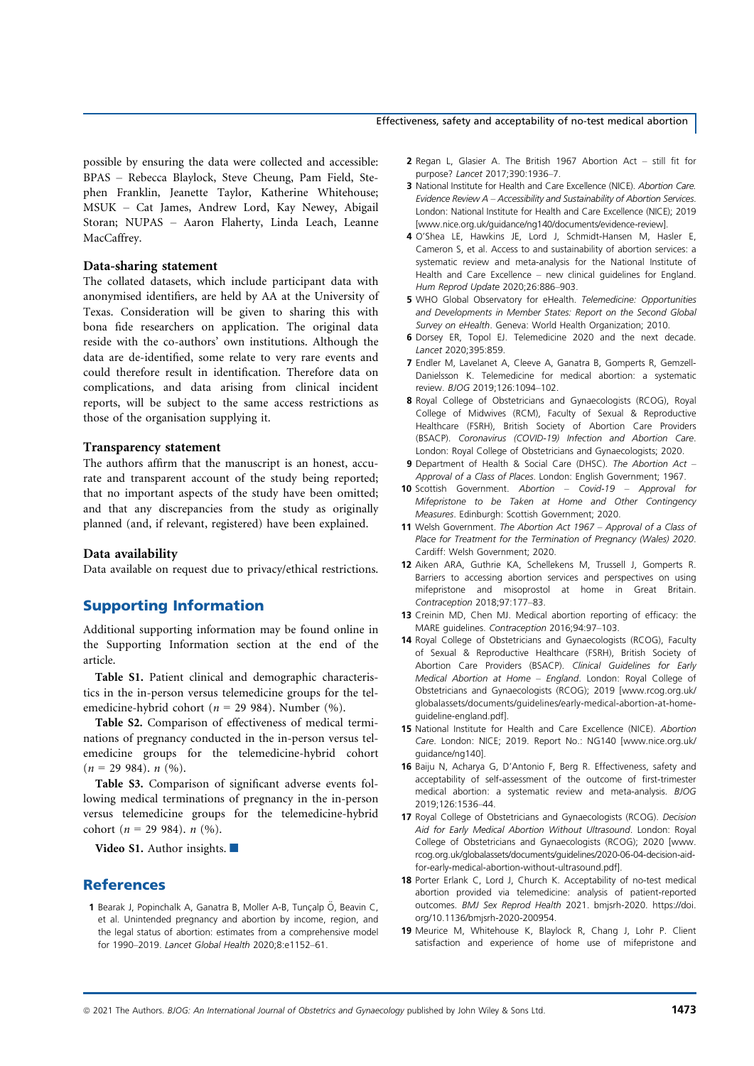possible by ensuring the data were collected and accessible: BPAS – Rebecca Blaylock, Steve Cheung, Pam Field, Stephen Franklin, Jeanette Taylor, Katherine Whitehouse; MSUK – Cat James, Andrew Lord, Kay Newey, Abigail Storan; NUPAS – Aaron Flaherty, Linda Leach, Leanne MacCaffrey.

### Data-sharing statement

The collated datasets, which include participant data with anonymised identifiers, are held by AA at the University of Texas. Consideration will be given to sharing this with bona fide researchers on application. The original data reside with the co-authors' own institutions. Although the data are de-identified, some relate to very rare events and could therefore result in identification. Therefore data on complications, and data arising from clinical incident reports, will be subject to the same access restrictions as those of the organisation supplying it.

### Transparency statement

The authors affirm that the manuscript is an honest, accurate and transparent account of the study being reported; that no important aspects of the study have been omitted; and that any discrepancies from the study as originally planned (and, if relevant, registered) have been explained.

### Data availability

Data available on request due to privacy/ethical restrictions.

## Supporting Information

Additional supporting information may be found online in the Supporting Information section at the end of the article.

**Table S1.** Patient clinical and demographic characteristics in the in-person versus telemedicine groups for the telemedicine-hybrid cohort ($n$ = 29 984). Number (%).

**Table S2.** Comparison of effectiveness of medical terminations of pregnancy conducted in the in-person versus telemedicine groups for the telemedicine-hybrid cohort ($n$ = 29 984). $n$ (%).

**Table S3.** Comparison of significant adverse events following medical terminations of pregnancy in the in-person versus telemedicine groups for the telemedicine-hybrid cohort ($n$ = 29 984). $n$ (%).

**Video S1.** Author insights. ■

## References

1 Bearak J, Popinchalk A, Ganatra B, Moller A-B, Tunçalp Ö, Beavin C, et al. Unintended pregnancy and abortion by income, region, and the legal status of abortion: estimates from a comprehensive model for 1990–2019. *Lancet Global Health* 2020;8:e1152–61.

2 Regan L, Glasier A. The British 1967 Abortion Act – still fit for purpose? *Lancet* 2017;390:1936–7.

3 National Institute for Health and Care Excellence (NICE). *Abortion Care. Evidence Review A – Accessibility and Sustainability of Abortion Services*. London: National Institute for Health and Care Excellence (NICE); 2019 [www.nice.org.uk/guidance/ng140/documents/evidence-review].

4 O'Shea LE, Hawkins JE, Lord J, Schmidt-Hansen M, Hasler E, Cameron S, et al. Access to and sustainability of abortion services: a systematic review and meta-analysis for the National Institute of Health and Care Excellence – new clinical guidelines for England. *Hum Reprod Update* 2020;26:886–903.

5 WHO Global Observatory for eHealth. *Telemedicine: Opportunities and Developments in Member States: Report on the Second Global Survey on eHealth*. Geneva: World Health Organization; 2010.

6 Dorsey ER, Topol EJ. Telemedicine 2020 and the next decade. *Lancet* 2020;395:859.

7 Endler M, Lavelanet A, Cleeve A, Ganatra B, Gomperts R, Gemzell-Danielsson K. Telemedicine for medical abortion: a systematic review. *BJOG* 2019;126:1094–102.

8 Royal College of Obstetricians and Gynaecologists (RCOG), Royal College of Midwives (RCM), Faculty of Sexual & Reproductive Healthcare (FSRH), British Society of Abortion Care Providers (BSACP). *Coronavirus (COVID-19) Infection and Abortion Care*. London: Royal College of Obstetricians and Gynaecologists; 2020.

9 Department of Health & Social Care (DHSC). *The Abortion Act – Approval of a Class of Places*. London: English Government; 1967.

10 Scottish Government. *Abortion – Covid-19 – Approval for Mifepristone to be Taken at Home and Other Contingency Measures*. Edinburgh: Scottish Government; 2020.

11 Welsh Government. *The Abortion Act 1967 – Approval of a Class of Place for Treatment for the Termination of Pregnancy (Wales) 2020*. Cardiff: Welsh Government; 2020.

12 Aiken ARA, Guthrie KA, Schellekens M, Trussell J, Gomperts R. Barriers to accessing abortion services and perspectives on using mifepristone and misoprostol at home in Great Britain. *Contraception* 2018;97:177–83.

13 Creinin MD, Chen MJ. Medical abortion reporting of efficacy: the MARE guidelines. *Contraception* 2016;94:97–103.

14 Royal College of Obstetricians and Gynaecologists (RCOG), Faculty of Sexual & Reproductive Healthcare (FSRH), British Society of Abortion Care Providers (BSACP). *Clinical Guidelines for Early Medical Abortion at Home – England*. London: Royal College of Obstetricians and Gynaecologists (RCOG); 2019 [www.rcog.org.uk/globalassets/documents/guidelines/early-medical-abortion-at-home-guideline-england.pdf].

15 National Institute for Health and Care Excellence (NICE). *Abortion Care*. London: NICE; 2019. Report No.: NG140 [www.nice.org.uk/guidance/ng140].

16 Baiju N, Acharya G, D'Antonio F, Berg R. Effectiveness, safety and acceptability of self-assessment of the outcome of first-trimester medical abortion: a systematic review and meta-analysis. *BJOG* 2019;126:1536–44.

17 Royal College of Obstetricians and Gynaecologists (RCOG). *Decision Aid for Early Medical Abortion Without Ultrasound*. London: Royal College of Obstetricians and Gynaecologists (RCOG); 2020 [www.rcog.org.uk/globalassets/documents/guidelines/2020-06-04-decision-aid-for-early-medical-abortion-without-ultrasound.pdf].

18 Porter Erlank C, Lord J, Church K. Acceptability of no-test medical abortion provided via telemedicine: analysis of patient-reported outcomes. *BMJ Sex Reprod Health* 2021. bmjsrh-2020. https://doi.org/10.1136/bmjsrh-2020-200954.

19 Meurice M, Whitehouse K, Blaylock R, Chang J, Lohr P. Client satisfaction and experience of home use of mifepristone and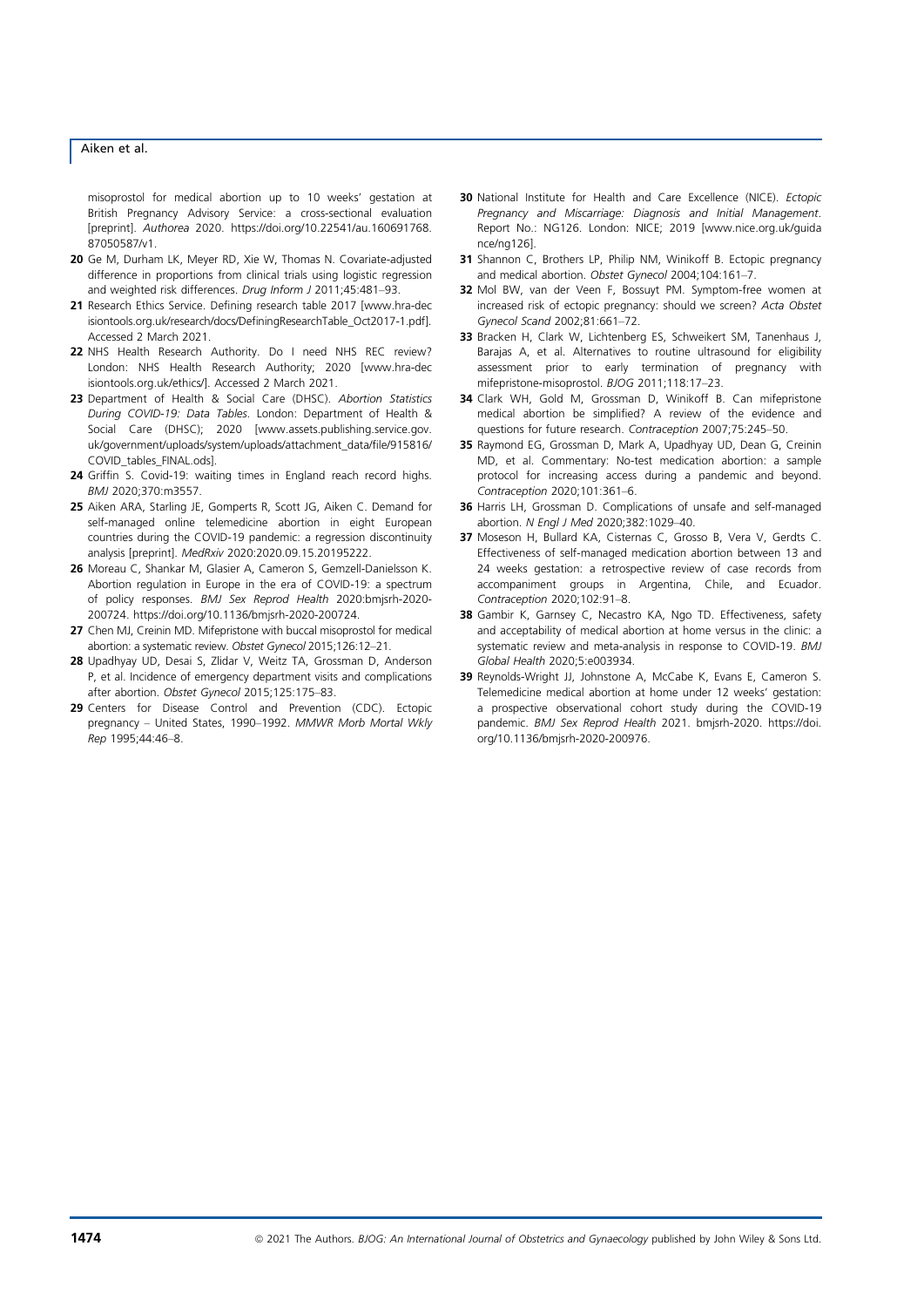misoprostol for medical abortion up to 10 weeks' gestation at British Pregnancy Advisory Service: a cross-sectional evaluation [preprint]. *Authorea* 2020. https://doi.org/10.22541/au.160691768.87050587/v1.

**20** Ge M, Durham LK, Meyer RD, Xie W, Thomas N. Covariate-adjusted difference in proportions from clinical trials using logistic regression and weighted risk differences. *Drug Inform J* 2011;45:481–93.

**21** Research Ethics Service. Defining research table 2017 [www.hra-decisiontools.org.uk/research/docs/DefiningResearchTable_Oct2017-1.pdf]. Accessed 2 March 2021.

**22** NHS Health Research Authority. Do I need NHS REC review? London: NHS Health Research Authority; 2020 [www.hra-decisiontools.org.uk/ethics/]. Accessed 2 March 2021.

**23** Department of Health & Social Care (DHSC). *Abortion Statistics During COVID-19: Data Tables*. London: Department of Health & Social Care (DHSC); 2020 [www.assets.publishing.service.gov.uk/government/uploads/system/uploads/attachment_data/file/915816/COVID_tables_FINAL.ods].

**24** Griffin S. Covid-19: waiting times in England reach record highs. *BMJ* 2020;370:m3557.

**25** Aiken ARA, Starling JE, Gomperts R, Scott JG, Aiken C. Demand for self-managed online telemedicine abortion in eight European countries during the COVID-19 pandemic: a regression discontinuity analysis [preprint]. *MedRxiv* 2020:2020.09.15.20195222.

**26** Moreau C, Shankar M, Glasier A, Cameron S, Gemzell-Danielsson K. Abortion regulation in Europe in the era of COVID-19: a spectrum of policy responses. *BMJ Sex Reprod Health* 2020:bmjsrh-2020-200724. https://doi.org/10.1136/bmjsrh-2020-200724.

**27** Chen MJ, Creinin MD. Mifepristone with buccal misoprostol for medical abortion: a systematic review. *Obstet Gynecol* 2015;126:12–21.

**28** Upadhyay UD, Desai S, Zlidar V, Weitz TA, Grossman D, Anderson P, et al. Incidence of emergency department visits and complications after abortion. *Obstet Gynecol* 2015;125:175–83.

**29** Centers for Disease Control and Prevention (CDC). Ectopic pregnancy – United States, 1990–1992. *MMWR Morb Mortal Wkly Rep* 1995;44:46–8.

**30** National Institute for Health and Care Excellence (NICE). *Ectopic Pregnancy and Miscarriage: Diagnosis and Initial Management*. Report No.: NG126. London: NICE; 2019 [www.nice.org.uk/guidance/ng126].

**31** Shannon C, Brothers LP, Philip NM, Winikoff B. Ectopic pregnancy and medical abortion. *Obstet Gynecol* 2004;104:161–7.

**32** Mol BW, van der Veen F, Bossuyt PM. Symptom-free women at increased risk of ectopic pregnancy: should we screen? *Acta Obstet Gynecol Scand* 2002;81:661–72.

**33** Bracken H, Clark W, Lichtenberg ES, Schweikert SM, Tanenhaus J, Barajas A, et al. Alternatives to routine ultrasound for eligibility assessment prior to early termination of pregnancy with mifepristone-misoprostol. *BJOG* 2011;118:17–23.

**34** Clark WH, Gold M, Grossman D, Winikoff B. Can mifepristone medical abortion be simplified? A review of the evidence and questions for future research. *Contraception* 2007;75:245–50.

**35** Raymond EG, Grossman D, Mark A, Upadhyay UD, Dean G, Creinin MD, et al. Commentary: No-test medication abortion: a sample protocol for increasing access during a pandemic and beyond. *Contraception* 2020;101:361–6.

**36** Harris LH, Grossman D. Complications of unsafe and self-managed abortion. *N Engl J Med* 2020;382:1029–40.

**37** Moseson H, Bullard KA, Cisternas C, Grosso B, Vera V, Gerdts C. Effectiveness of self-managed medication abortion between 13 and 24 weeks gestation: a retrospective review of case records from accompaniment groups in Argentina, Chile, and Ecuador. *Contraception* 2020;102:91–8.

**38** Gambir K, Garnsey C, Necastro KA, Ngo TD. Effectiveness, safety and acceptability of medical abortion at home versus in the clinic: a systematic review and meta-analysis in response to COVID-19. *BMJ Global Health* 2020;5:e003934.

**39** Reynolds-Wright JJ, Johnstone A, McCabe K, Evans E, Cameron S. Telemedicine medical abortion at home under 12 weeks' gestation: a prospective observational cohort study during the COVID-19 pandemic. *BMJ Sex Reprod Health* 2021. bmjsrh-2020. https://doi.org/10.1136/bmjsrh-2020-200976.